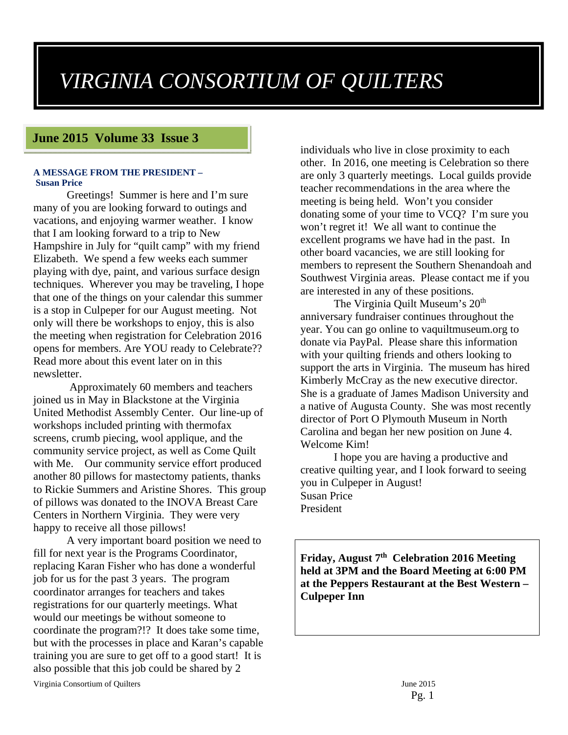# *VIRGINIA CONSORTIUM OF QUILTERS*

## June 2015 Volume 33 Issue 3

### A MESSAGE FROM THE PRESIDENT – Susan Price

Greetings! Summer is here and I'm sure many of you are looking forward to outings and vacations, and enjoying warmer weather. I know that I am looking forward to a trip to New Hampshire in July for "quilt camp" with my friend Elizabeth. We spend a few weeks each summer playing with dye, paint, and various surface design techniques. Wherever you may be traveling, I hope that one of the things on your calendar this summer is a stop in Culpeper for our August meeting. Not only will there be workshops to enjoy, this is also the meeting when registration for Celebration 2016 opens for members. Are YOU ready to Celebrate?? Read more about this event later on in this newsletter.

Approximately 60 members and teachers joined us in May in Blackstone at the Virginia United Methodist Assembly Center. Our line-up of workshops included printing with thermofax screens, crumb piecing, wool applique, and the community service project, as well as Come Quilt with Me. Our community service effort produced another 80 pillows for mastectomy patients, thanks to Rickie Summers and Aristine Shores. This group of pillows was donated to the INOVA Breast Care Centers in Northern Virginia. They were very happy to receive all those pillows!

A very important board position we need to fill for next year is the Programs Coordinator, replacing Karan Fisher who has done a wonderful job for us for the past 3 years. The program coordinator arranges for teachers and takes registrations for our quarterly meetings. What would our meetings be without someone to coordinate the program?!? It does take some time, but with the processes in place and Karan's capable training you are sure to get off to a good start! It is also possible that this job could be shared by 2 individuals who live in close proximity to each other. In 2016, one meeting is Celebration so there are only 3 quarterly meetings. Local guilds provide teacher recommendations in the area where the meeting is being held. Won't you consider donating some of your time to VCQ? I'm sure you won't regret it! We all want to continue the excellent programs we have had in the past. In other board vacancies, we are still looking for members to represent the Southern Shenandoah and Southwest Virginia areas. Please contact me if you are interested in any of these positions.

The Virginia Quilt Museum's 20th anniversary fundraiser continues throughout the year. You can go online to vaquiltmuseum.org to donate via PayPal. Please share this information with your quilting friends and others looking to support the arts in Virginia. The museum has hired Kimberly McCray as the new executive director. She is a graduate of James Madison University and a native of Augusta County. She was most recently director of Port O Plymouth Museum in North Carolina and began her new position on June 4. Welcome Kim!

I hope you are having a productive and creative quilting year, and I look forward to seeing you in Culpeper in August!

Susan Price
President

**Friday, August 7th Celebration 2016 Meeting held at 3PM and the Board Meeting at 6:00 PM at the Peppers Restaurant at the Best Western – Culpeper Inn**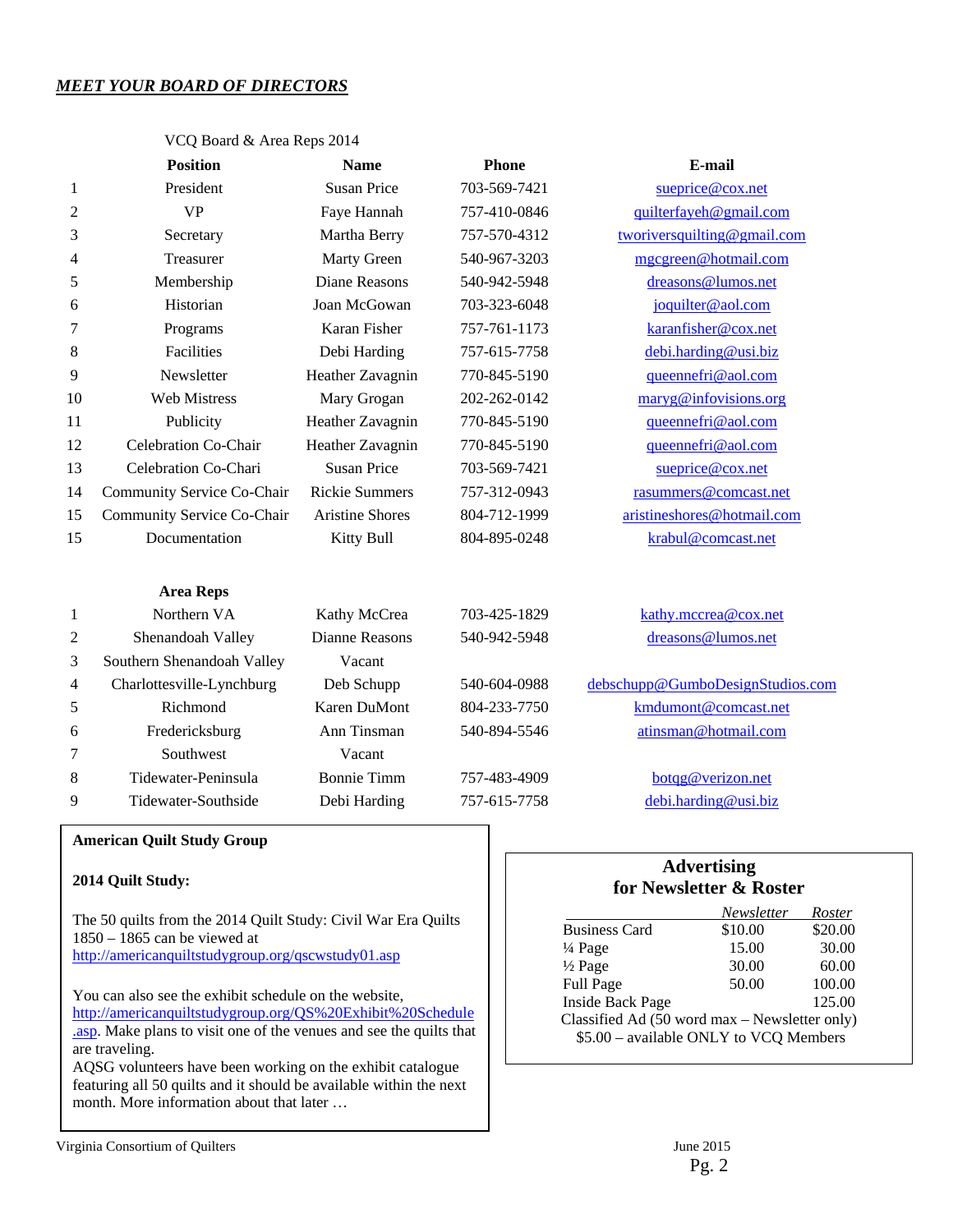## *MEET YOUR BOARD OF DIRECTORS*

VCQ Board & Area Reps 2014

| | Position | Name | Phone | E-mail |
|---|---|---|---|---|
| 1 | President | Susan Price | 703-569-7421 | sueprice@cox.net |
| 2 | VP | Faye Hannah | 757-410-0846 | quilterfayeh@gmail.com |
| 3 | Secretary | Martha Berry | 757-570-4312 | tworiversquilting@gmail.com |
| 4 | Treasurer | Marty Green | 540-967-3203 | mgcgreen@hotmail.com |
| 5 | Membership | Diane Reasons | 540-942-5948 | dreasons@lumos.net |
| 6 | Historian | Joan McGowan | 703-323-6048 | joquilter@aol.com |
| 7 | Programs | Karan Fisher | 757-761-1173 | karanfisher@cox.net |
| 8 | Facilities | Debi Harding | 757-615-7758 | debi.harding@usi.biz |
| 9 | Newsletter | Heather Zavagnin | 770-845-5190 | queennefri@aol.com |
| 10 | Web Mistress | Mary Grogan | 202-262-0142 | maryg@infovisions.org |
| 11 | Publicity | Heather Zavagnin | 770-845-5190 | queennefri@aol.com |
| 12 | Celebration Co-Chair | Heather Zavagnin | 770-845-5190 | queennefri@aol.com |
| 13 | Celebration Co-Chari | Susan Price | 703-569-7421 | sueprice@cox.net |
| 14 | Community Service Co-Chair | Rickie Summers | 757-312-0943 | rasummers@comcast.net |
| 15 | Community Service Co-Chair | Aristine Shores | 804-712-1999 | aristineshores@hotmail.com |
| 15 | Documentation | Kitty Bull | 804-895-0248 | krabul@comcast.net |

| | **Area Reps** | | | |
|---|---|---|---|---|
| 1 | Northern VA | Kathy McCrea | 703-425-1829 | kathy.mccrea@cox.net |
| 2 | Shenandoah Valley | Dianne Reasons | 540-942-5948 | dreasons@lumos.net |
| 3 | Southern Shenandoah Valley | Vacant | | |
| 4 | Charlottesville-Lynchburg | Deb Schupp | 540-604-0988 | debschupp@GumboDesignStudios.com |
| 5 | Richmond | Karen DuMont | 804-233-7750 | kmdumont@comcast.net |
| 6 | Fredericksburg | Ann Tinsman | 540-894-5546 | atinsman@hotmail.com |
| 7 | Southwest | Vacant | | |
| 8 | Tidewater-Peninsula | Bonnie Timm | 757-483-4909 | botqg@verizon.net |
| 9 | Tidewater-Southside | Debi Harding | 757-615-7758 | debi.harding@usi.biz |

**American Quilt Study Group**

**2014 Quilt Study:**

The 50 quilts from the 2014 Quilt Study: Civil War Era Quilts 1850 – 1865 can be viewed at http://americanquiltstudygroup.org/qscwstudy01.asp

You can also see the exhibit schedule on the website, http://americanquiltstudygroup.org/QS%20Exhibit%20Schedule.asp. Make plans to visit one of the venues and see the quilts that are traveling.
AQSG volunteers have been working on the exhibit catalogue featuring all 50 quilts and it should be available within the next month. More information about that later …

**Advertising for Newsletter & Roster**

| | *Newsletter* | *Roster* |
|---|---|---|
| Business Card | $10.00 | $20.00 |
| ¼ Page | 15.00 | 30.00 |
| ½ Page | 30.00 | 60.00 |
| Full Page | 50.00 | 100.00 |
| Inside Back Page | | 125.00 |

Classified Ad (50 word max – Newsletter only) $5.00 – available ONLY to VCQ Members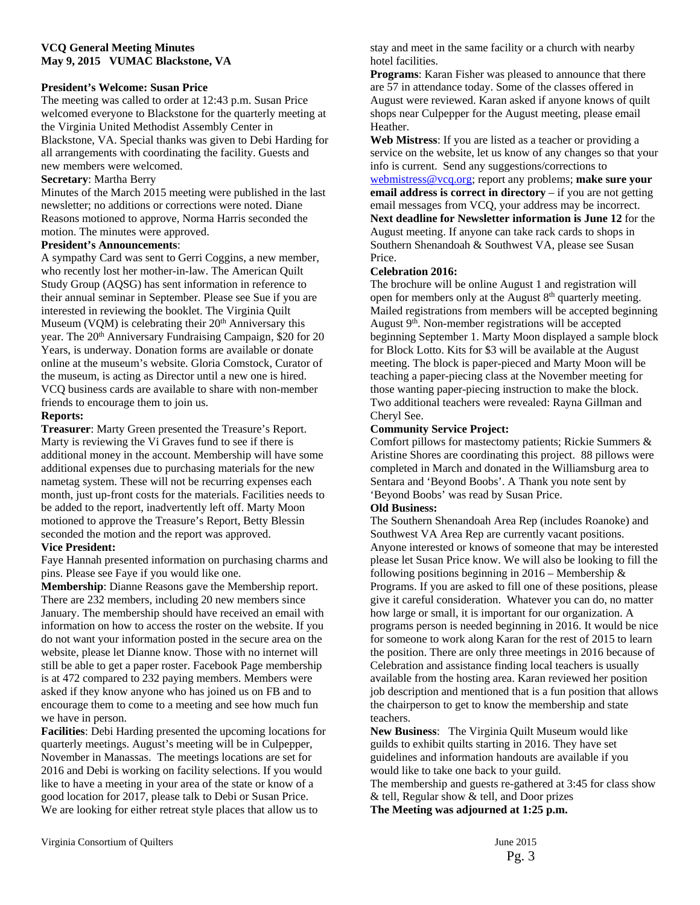**VCQ General Meeting Minutes**
**May 9, 2015 VUMAC Blackstone, VA**

**President's Welcome: Susan Price**

The meeting was called to order at 12:43 p.m. Susan Price welcomed everyone to Blackstone for the quarterly meeting at the Virginia United Methodist Assembly Center in Blackstone, VA. Special thanks was given to Debi Harding for all arrangements with coordinating the facility. Guests and new members were welcomed.

**Secretary**: Martha Berry

Minutes of the March 2015 meeting were published in the last newsletter; no additions or corrections were noted. Diane Reasons motioned to approve, Norma Harris seconded the motion. The minutes were approved.

**President's Announcements**:

A sympathy Card was sent to Gerri Coggins, a new member, who recently lost her mother-in-law. The American Quilt Study Group (AQSG) has sent information in reference to their annual seminar in September. Please see Sue if you are interested in reviewing the booklet. The Virginia Quilt Museum (VQM) is celebrating their 20th Anniversary this year. The 20th Anniversary Fundraising Campaign, $20 for 20 Years, is underway. Donation forms are available or donate online at the museum's website. Gloria Comstock, Curator of the museum, is acting as Director until a new one is hired. VCQ business cards are available to share with non-member friends to encourage them to join us.

**Reports:**

**Treasurer**: Marty Green presented the Treasure's Report. Marty is reviewing the Vi Graves fund to see if there is additional money in the account. Membership will have some additional expenses due to purchasing materials for the new nametag system. These will not be recurring expenses each month, just up-front costs for the materials. Facilities needs to be added to the report, inadvertently left off. Marty Moon motioned to approve the Treasure's Report, Betty Blessin seconded the motion and the report was approved.

**Vice President:**

Faye Hannah presented information on purchasing charms and pins. Please see Faye if you would like one.

**Membership**: Dianne Reasons gave the Membership report. There are 232 members, including 20 new members since January. The membership should have received an email with information on how to access the roster on the website. If you do not want your information posted in the secure area on the website, please let Dianne know. Those with no internet will still be able to get a paper roster. Facebook Page membership is at 472 compared to 232 paying members. Members were asked if they know anyone who has joined us on FB and to encourage them to come to a meeting and see how much fun we have in person.

**Facilities**: Debi Harding presented the upcoming locations for quarterly meetings. August's meeting will be in Culpepper, November in Manassas. The meetings locations are set for 2016 and Debi is working on facility selections. If you would like to have a meeting in your area of the state or know of a good location for 2017, please talk to Debi or Susan Price. We are looking for either retreat style places that allow us to stay and meet in the same facility or a church with nearby hotel facilities.

**Programs**: Karan Fisher was pleased to announce that there are 57 in attendance today. Some of the classes offered in August were reviewed. Karan asked if anyone knows of quilt shops near Culpepper for the August meeting, please email Heather.

**Web Mistress**: If you are listed as a teacher or providing a service on the website, let us know of any changes so that your info is current. Send any suggestions/corrections to webmistress@vcq.org; report any problems; **make sure your email address is correct in directory** – if you are not getting email messages from VCQ, your address may be incorrect.

**Next deadline for Newsletter information is June 12** for the August meeting. If anyone can take rack cards to shops in Southern Shenandoah & Southwest VA, please see Susan Price.

**Celebration 2016:**

The brochure will be online August 1 and registration will open for members only at the August 8th quarterly meeting. Mailed registrations from members will be accepted beginning August 9th. Non-member registrations will be accepted beginning September 1. Marty Moon displayed a sample block for Block Lotto. Kits for $3 will be available at the August meeting. The block is paper-pieced and Marty Moon will be teaching a paper-piecing class at the November meeting for those wanting paper-piecing instruction to make the block. Two additional teachers were revealed: Rayna Gillman and Cheryl See.

**Community Service Project:**

Comfort pillows for mastectomy patients; Rickie Summers & Aristine Shores are coordinating this project. 88 pillows were completed in March and donated in the Williamsburg area to Sentara and 'Beyond Boobs'. A Thank you note sent by 'Beyond Boobs' was read by Susan Price.

**Old Business:**

The Southern Shenandoah Area Rep (includes Roanoke) and Southwest VA Area Rep are currently vacant positions. Anyone interested or knows of someone that may be interested please let Susan Price know. We will also be looking to fill the following positions beginning in 2016 – Membership & Programs. If you are asked to fill one of these positions, please give it careful consideration. Whatever you can do, no matter how large or small, it is important for our organization. A programs person is needed beginning in 2016. It would be nice for someone to work along Karan for the rest of 2015 to learn the position. There are only three meetings in 2016 because of Celebration and assistance finding local teachers is usually available from the hosting area. Karan reviewed her position job description and mentioned that is a fun position that allows the chairperson to get to know the membership and state teachers.

**New Business**: The Virginia Quilt Museum would like guilds to exhibit quilts starting in 2016. They have set guidelines and information handouts are available if you would like to take one back to your guild.

The membership and guests re-gathered at 3:45 for class show & tell, Regular show & tell, and Door prizes

**The Meeting was adjourned at 1:25 p.m.**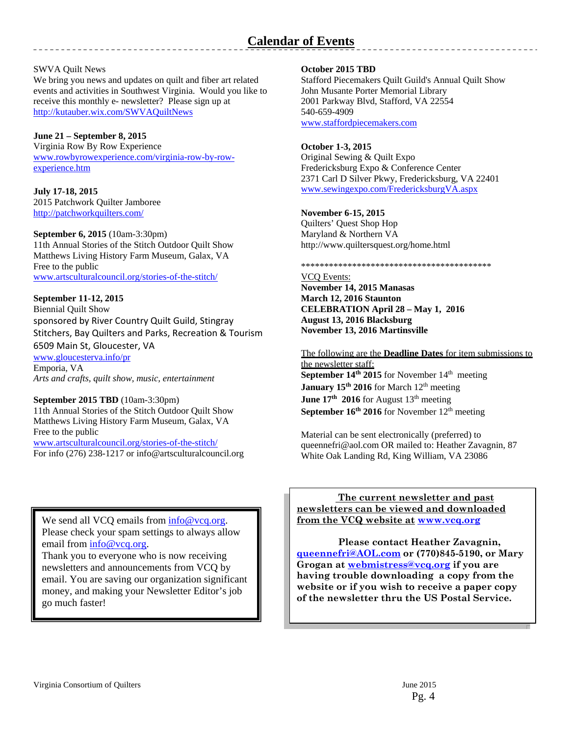# Calendar of Events

SWVA Quilt News
We bring you news and updates on quilt and fiber art related events and activities in Southwest Virginia. Would you like to receive this monthly e- newsletter? Please sign up at http://kutauber.wix.com/SWVAQuiltNews

**June 21 – September 8, 2015**
Virginia Row By Row Experience
www.rowbyrowexperience.com/virginia-row-by-row-experience.htm

**July 17-18, 2015**
2015 Patchwork Quilter Jamboree
http://patchworkquilters.com/

**September 6, 2015** (10am-3:30pm)
11th Annual Stories of the Stitch Outdoor Quilt Show
Matthews Living History Farm Museum, Galax, VA
Free to the public
www.artsculturalcouncil.org/stories-of-the-stitch/

**September 11-12, 2015**
Biennial Quilt Show
sponsored by River Country Quilt Guild, Stingray Stitchers, Bay Quilters and Parks, Recreation & Tourism
6509 Main St, Gloucester, VA
www.gloucesterva.info/pr
Emporia, VA
*Arts and crafts, quilt show, music, entertainment*

**September 2015 TBD** (10am-3:30pm)
11th Annual Stories of the Stitch Outdoor Quilt Show
Matthews Living History Farm Museum, Galax, VA
Free to the public
www.artsculturalcouncil.org/stories-of-the-stitch/
For info (276) 238-1217 or info@artsculturalcouncil.org

**October 2015 TBD**
Stafford Piecemakers Quilt Guild's Annual Quilt Show
John Musante Porter Memorial Library
2001 Parkway Blvd, Stafford, VA 22554
540-659-4909
www.staffordpiecemakers.com

**October 1-3, 2015**
Original Sewing & Quilt Expo
Fredericksburg Expo & Conference Center
2371 Carl D Silver Pkwy, Fredericksburg, VA 22401
www.sewingexpo.com/FredericksburgVA.aspx

**November 6-15, 2015**
Quilters' Quest Shop Hop
Maryland & Northern VA
http://www.quiltersquest.org/home.html

******************************************

VCQ Events:
**November 14, 2015 Manasas**
**March 12, 2016 Staunton**
**CELEBRATION April 28 – May 1, 2016**
**August 13, 2016 Blacksburg**
**November 13, 2016 Martinsville**

The following are the **Deadline Dates** for item submissions to the newsletter staff:
**September 14th 2015** for November 14th meeting
**January 15th 2016** for March 12th meeting
**June 17th 2016** for August 13th meeting
**September 16th 2016** for November 12th meeting

Material can be sent electronically (preferred) to queennefri@aol.com OR mailed to: Heather Zavagnin, 87 White Oak Landing Rd, King William, VA 23086

We send all VCQ emails from info@vcq.org. Please check your spam settings to always allow email from info@vcq.org.
Thank you to everyone who is now receiving newsletters and announcements from VCQ by email. You are saving our organization significant money, and making your Newsletter Editor's job go much faster!

**The current newsletter and past newsletters can be viewed and downloaded from the VCQ website at www.vcq.org**

**Please contact Heather Zavagnin, queennefri@AOL.com or (770)845-5190, or Mary Grogan at webmistress@vcq.org if you are having trouble downloading a copy from the website or if you wish to receive a paper copy of the newsletter thru the US Postal Service.**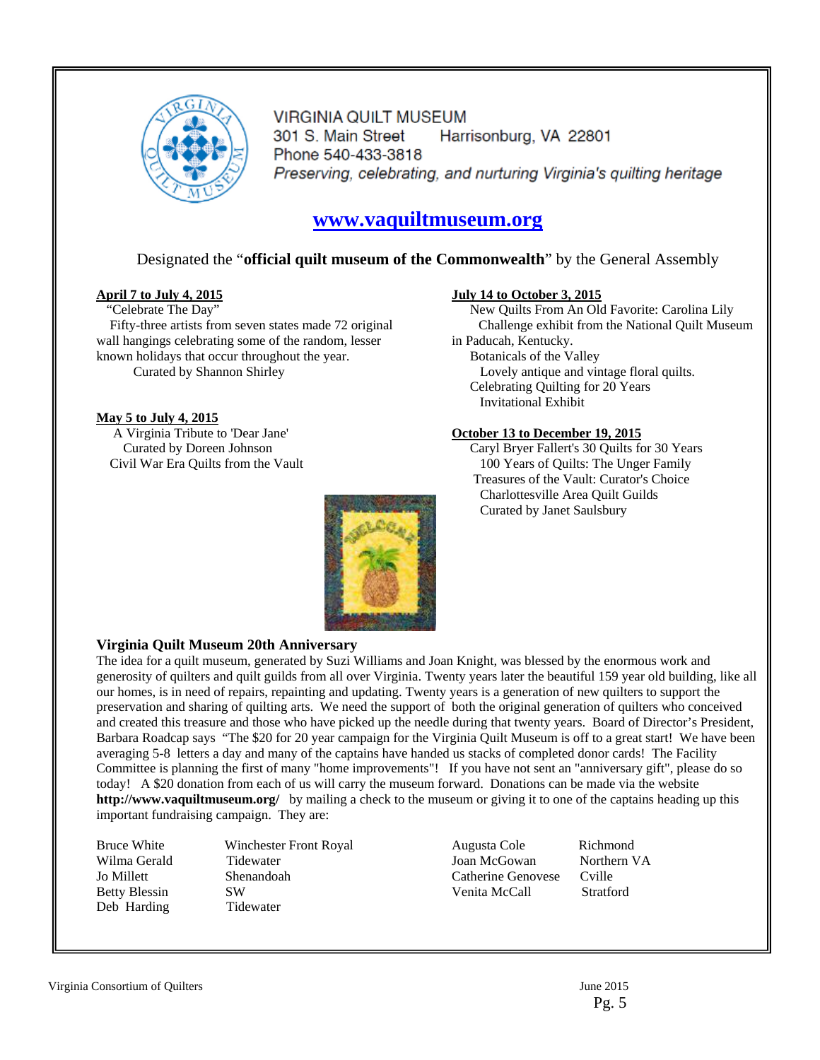# VIRGINIA QUILT MUSEUM

301 S. Main Street     Harrisonburg, VA 22801
Phone 540-433-3818
*Preserving, celebrating, and nurturing Virginia's quilting heritage*

## www.vaquiltmuseum.org

Designated the "**official quilt museum of the Commonwealth**" by the General Assembly

**April 7 to July 4, 2015**
"Celebrate The Day"
Fifty-three artists from seven states made 72 original wall hangings celebrating some of the random, lesser known holidays that occur throughout the year.
Curated by Shannon Shirley

**May 5 to July 4, 2015**
A Virginia Tribute to 'Dear Jane'
Curated by Doreen Johnson
Civil War Era Quilts from the Vault

**July 14 to October 3, 2015**
New Quilts From An Old Favorite: Carolina Lily
Challenge exhibit from the National Quilt Museum in Paducah, Kentucky.
Botanicals of the Valley
Lovely antique and vintage floral quilts.
Celebrating Quilting for 20 Years
Invitational Exhibit

**October 13 to December 19, 2015**
Caryl Bryer Fallert's 30 Quilts for 30 Years
100 Years of Quilts: The Unger Family
Treasures of the Vault: Curator's Choice
Charlottesville Area Quilt Guilds
Curated by Janet Saulsbury

### Virginia Quilt Museum 20th Anniversary

The idea for a quilt museum, generated by Suzi Williams and Joan Knight, was blessed by the enormous work and generosity of quilters and quilt guilds from all over Virginia. Twenty years later the beautiful 159 year old building, like all our homes, is in need of repairs, repainting and updating. Twenty years is a generation of new quilters to support the preservation and sharing of quilting arts. We need the support of both the original generation of quilters who conceived and created this treasure and those who have picked up the needle during that twenty years. Board of Director's President, Barbara Roadcap says "The $20 for 20 year campaign for the Virginia Quilt Museum is off to a great start! We have been averaging 5-8 letters a day and many of the captains have handed us stacks of completed donor cards! The Facility Committee is planning the first of many "home improvements"! If you have not sent an "anniversary gift", please do so today! A $20 donation from each of us will carry the museum forward. Donations can be made via the website **http://www.vaquiltmuseum.org/** by mailing a check to the museum or giving it to one of the captains heading up this important fundraising campaign. They are:

| | |
|---|---|
| Bruce White | Winchester Front Royal |
| Wilma Gerald | Tidewater |
| Jo Millett | Shenandoah |
| Betty Blessin | SW |
| Deb Harding | Tidewater |
| Augusta Cole | Richmond |
| Joan McGowan | Northern VA |
| Catherine Genovese | Cville |
| Venita McCall | Stratford |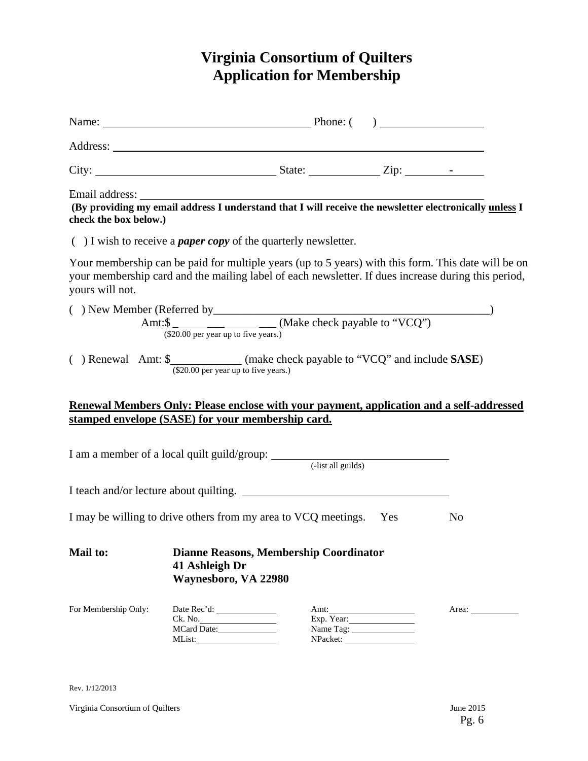# Virginia Consortium of Quilters
# Application for Membership

Name: ______________________________ Phone: (    ) ______________

Address: ______________________________________________________

City: __________________________ State: __________ Zip: _______-_____

Email address: _________________________________________________

**(By providing my email address I understand that I will receive the newsletter electronically <u>unless</u> I check the box below.)**

(  ) I wish to receive a ***paper copy*** of the quarterly newsletter.

Your membership can be paid for multiple years (up to 5 years) with this form. This date will be on your membership card and the mailing label of each newsletter. If dues increase during this period, yours will not.

(  ) New Member (Referred by_________________________________________)
Amt:$ _____________ (Make check payable to "VCQ")
($20.00 per year up to five years.)

(  ) Renewal   Amt: $___________ (make check payable to "VCQ" and include **SASE**)
($20.00 per year up to five years.)

**<u>Renewal Members Only: Please enclose with your payment, application and a self-addressed stamped envelope (SASE) for your membership card.</u>**

I am a member of a local quilt guild/group: ___________________________
(-list all guilds)

I teach and/or lecture about quilting. ________________________________

I may be willing to drive others from my area to VCQ meetings.   Yes   No

**Mail to:** **Dianne Reasons, Membership Coordinator**
**41 Ashleigh Dr**
**Waynesboro, VA 22980**

For Membership Only:

| | | |
|---|---|---|
| Date Rec'd: ________ | Amt: ________ | Area: ________ |
| Ck. No. ________ | Exp. Year: ________ | |
| MCard Date: ________ | Name Tag: ________ | |
| MList: ________ | NPacket: ________ | |

Rev. 1/12/2013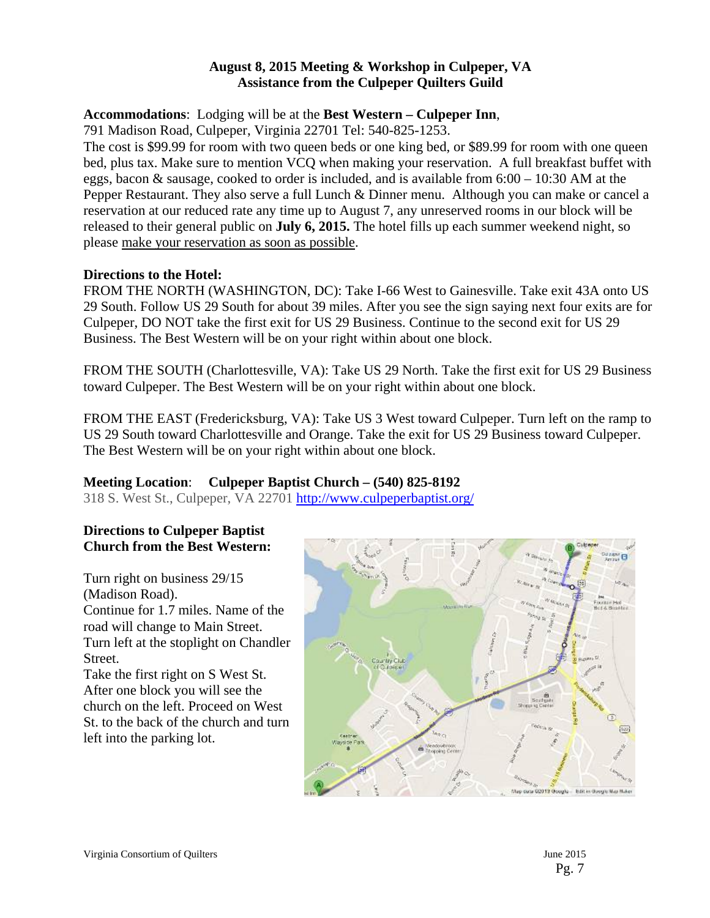**August 8, 2015 Meeting & Workshop in Culpeper, VA**
**Assistance from the Culpeper Quilters Guild**

**Accommodations**: Lodging will be at the **Best Western – Culpeper Inn**, 791 Madison Road, Culpeper, Virginia 22701 Tel: 540-825-1253.

The cost is $99.99 for room with two queen beds or one king bed, or $89.99 for room with one queen bed, plus tax. Make sure to mention VCQ when making your reservation. A full breakfast buffet with eggs, bacon & sausage, cooked to order is included, and is available from 6:00 – 10:30 AM at the Pepper Restaurant. They also serve a full Lunch & Dinner menu. Although you can make or cancel a reservation at our reduced rate any time up to August 7, any unreserved rooms in our block will be released to their general public on **July 6, 2015.** The hotel fills up each summer weekend night, so please make your reservation as soon as possible.

**Directions to the Hotel:**

FROM THE NORTH (WASHINGTON, DC): Take I-66 West to Gainesville. Take exit 43A onto US 29 South. Follow US 29 South for about 39 miles. After you see the sign saying next four exits are for Culpeper, DO NOT take the first exit for US 29 Business. Continue to the second exit for US 29 Business. The Best Western will be on your right within about one block.

FROM THE SOUTH (Charlottesville, VA): Take US 29 North. Take the first exit for US 29 Business toward Culpeper. The Best Western will be on your right within about one block.

FROM THE EAST (Fredericksburg, VA): Take US 3 West toward Culpeper. Turn left on the ramp to US 29 South toward Charlottesville and Orange. Take the exit for US 29 Business toward Culpeper. The Best Western will be on your right within about one block.

**Meeting Location**: **Culpeper Baptist Church – (540) 825-8192**
318 S. West St., Culpeper, VA 22701 http://www.culpeperbaptist.org/

**Directions to Culpeper Baptist Church from the Best Western:**

Turn right on business 29/15 (Madison Road).
Continue for 1.7 miles. Name of the road will change to Main Street.
Turn left at the stoplight on Chandler Street.
Take the first right on S West St.
After one block you will see the church on the left. Proceed on West St. to the back of the church and turn left into the parking lot.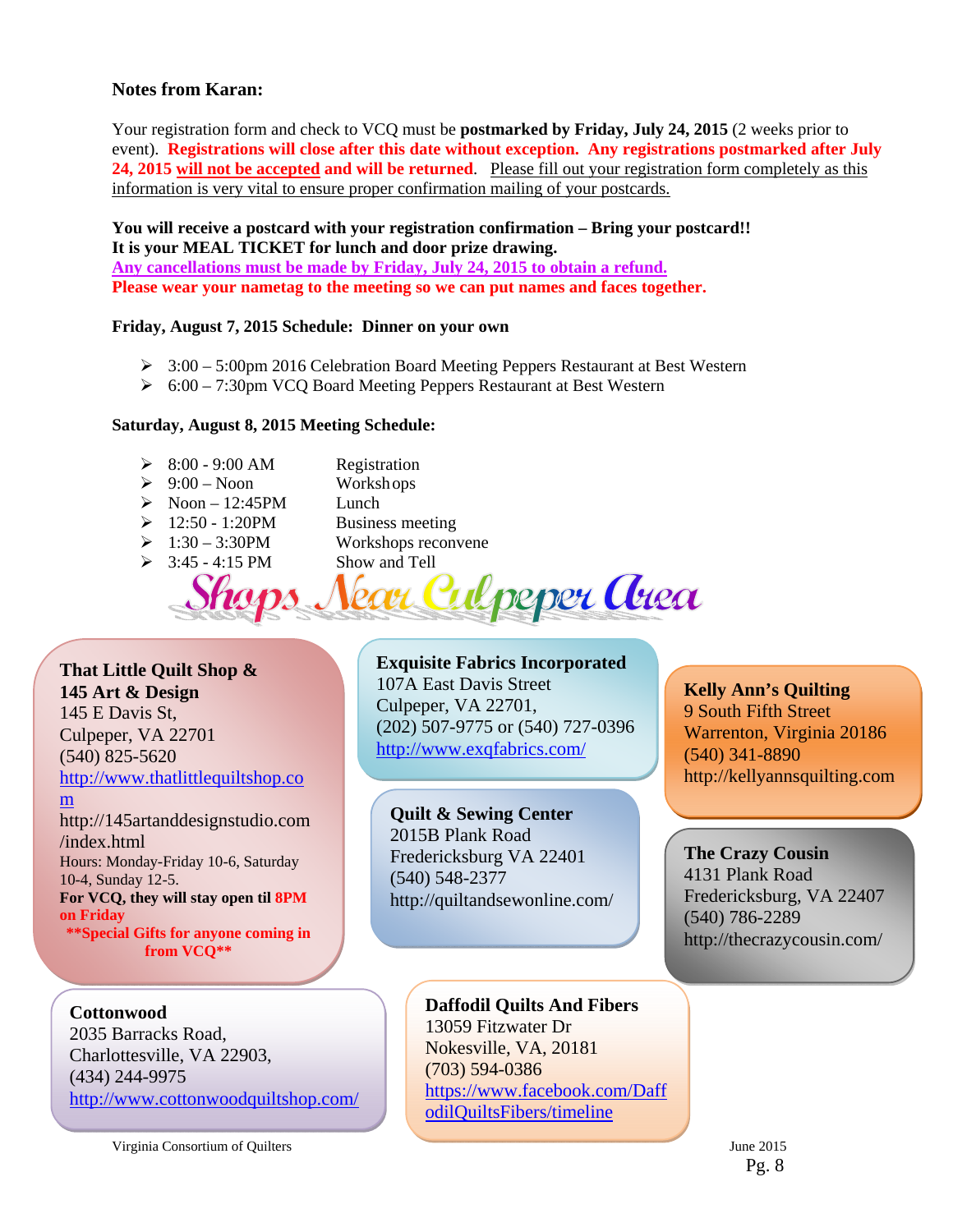**Notes from Karan:**

Your registration form and check to VCQ must be **postmarked by Friday, July 24, 2015** (2 weeks prior to event). **Registrations will close after this date without exception. Any registrations postmarked after July 24, 2015 will not be accepted and will be returned**. Please fill out your registration form completely as this information is very vital to ensure proper confirmation mailing of your postcards.

**You will receive a postcard with your registration confirmation – Bring your postcard!!**
**It is your MEAL TICKET for lunch and door prize drawing.**
**Any cancellations must be made by Friday, July 24, 2015 to obtain a refund.**
**Please wear your nametag to the meeting so we can put names and faces together.**

**Friday, August 7, 2015 Schedule: Dinner on your own**

- 3:00 – 5:00pm 2016 Celebration Board Meeting Peppers Restaurant at Best Western
- 6:00 – 7:30pm VCQ Board Meeting Peppers Restaurant at Best Western

**Saturday, August 8, 2015 Meeting Schedule:**

- 8:00 - 9:00 AM — Registration
- 9:00 – Noon — Workshops
- Noon – 12:45PM — Lunch
- 12:50 - 1:20PM — Business meeting
- 1:30 – 3:30PM — Workshops reconvene
- 3:45 - 4:15 PM — Show and Tell

## Shops Near Culpeper Area

**That Little Quilt Shop & 145 Art & Design**
145 E Davis St,
Culpeper, VA 22701
(540) 825-5620
http://www.thatlittlequiltshop.com
http://145artanddesignstudio.com/index.html
Hours: Monday-Friday 10-6, Saturday 10-4, Sunday 12-5.
**For VCQ, they will stay open til 8PM on Friday**
****Special Gifts for anyone coming in from VCQ****

**Exquisite Fabrics Incorporated**
107A East Davis Street
Culpeper, VA 22701,
(202) 507-9775 or (540) 727-0396
http://www.exqfabrics.com/

**Kelly Ann's Quilting**
9 South Fifth Street
Warrenton, Virginia 20186
(540) 341-8890
http://kellyannsquilting.com

**Quilt & Sewing Center**
2015B Plank Road
Fredericksburg VA 22401
(540) 548-2377
http://quiltandsewonline.com/

**The Crazy Cousin**
4131 Plank Road
Fredericksburg, VA 22407
(540) 786-2289
http://thecrazycousin.com/

**Cottonwood**
2035 Barracks Road,
Charlottesville, VA 22903,
(434) 244-9975
http://www.cottonwoodquiltshop.com/

**Daffodil Quilts And Fibers**
13059 Fitzwater Dr
Nokesville, VA, 20181
(703) 594-0386
https://www.facebook.com/DaffodilQuiltsFibers/timeline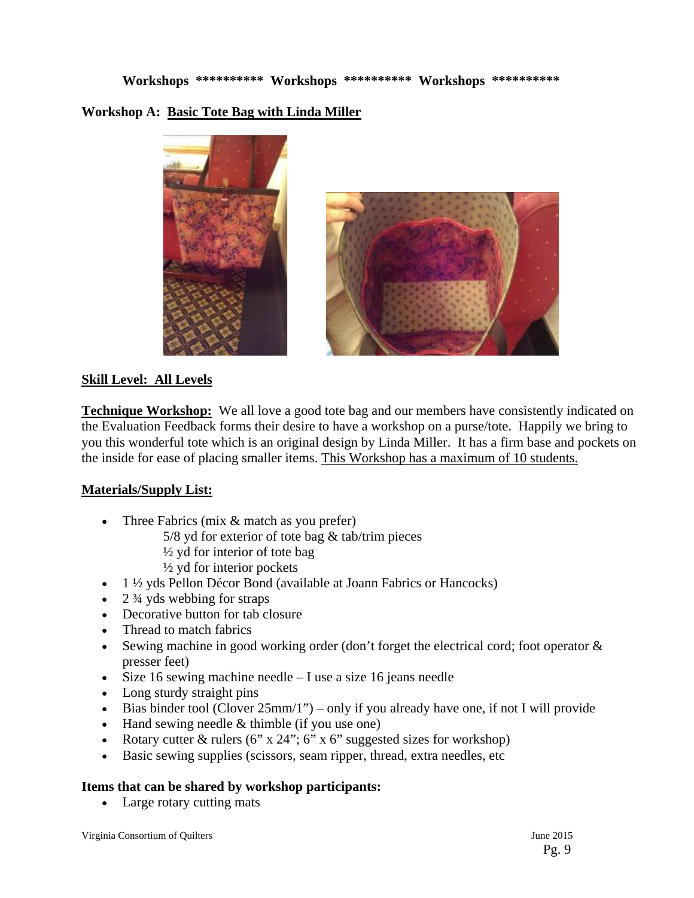**Workshops \*\*\*\*\*\*\*\*\*\* Workshops \*\*\*\*\*\*\*\*\*\* Workshops \*\*\*\*\*\*\*\*\*\***

**Workshop A: <u>Basic Tote Bag with Linda Miller</u>**

**<u>Skill Level: All Levels</u>**

**<u>Technique Workshop:</u>** We all love a good tote bag and our members have consistently indicated on the Evaluation Feedback forms their desire to have a workshop on a purse/tote. Happily we bring to you this wonderful tote which is an original design by Linda Miller. It has a firm base and pockets on the inside for ease of placing smaller items. <u>This Workshop has a maximum of 10 students.</u>

**<u>Materials/Supply List:</u>**

- Three Fabrics (mix & match as you prefer)
  - 5/8 yd for exterior of tote bag & tab/trim pieces
  - ½ yd for interior of tote bag
  - ½ yd for interior pockets
- 1 ½ yds Pellon Décor Bond (available at Joann Fabrics or Hancocks)
- 2 ¾ yds webbing for straps
- Decorative button for tab closure
- Thread to match fabrics
- Sewing machine in good working order (don't forget the electrical cord; foot operator & presser feet)
- Size 16 sewing machine needle – I use a size 16 jeans needle
- Long sturdy straight pins
- Bias binder tool (Clover 25mm/1") – only if you already have one, if not I will provide
- Hand sewing needle & thimble (if you use one)
- Rotary cutter & rulers (6" x 24"; 6" x 6" suggested sizes for workshop)
- Basic sewing supplies (scissors, seam ripper, thread, extra needles, etc

**Items that can be shared by workshop participants:**

- Large rotary cutting mats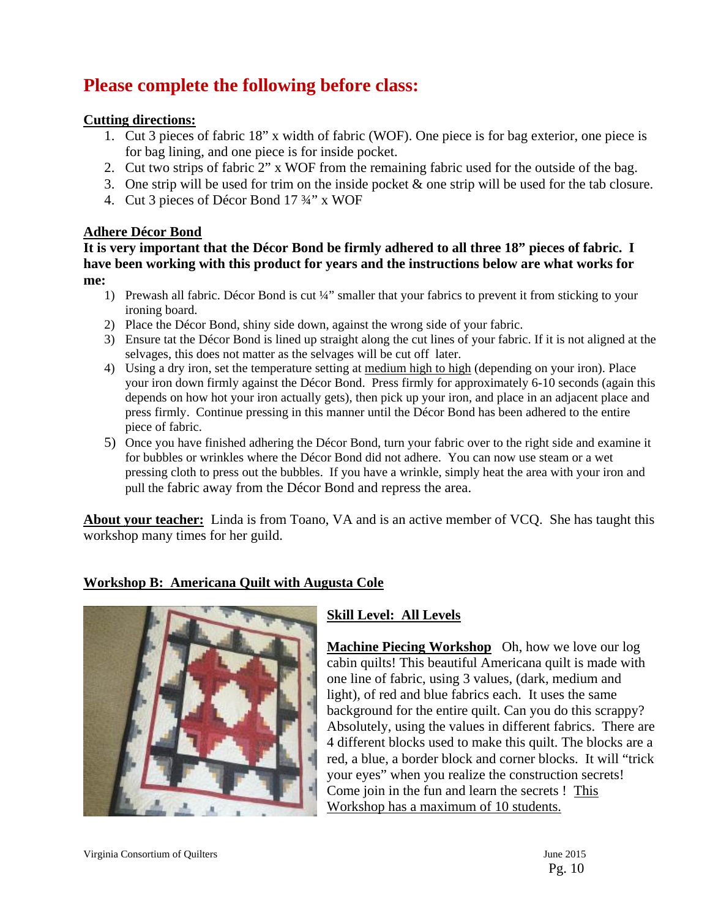# Please complete the following before class:

**Cutting directions:**

1. Cut 3 pieces of fabric 18” x width of fabric (WOF). One piece is for bag exterior, one piece is for bag lining, and one piece is for inside pocket.
2. Cut two strips of fabric 2” x WOF from the remaining fabric used for the outside of the bag.
3. One strip will be used for trim on the inside pocket & one strip will be used for the tab closure.
4. Cut 3 pieces of Décor Bond 17 ¾” x WOF

**Adhere Décor Bond**

**It is very important that the Décor Bond be firmly adhered to all three 18” pieces of fabric. I have been working with this product for years and the instructions below are what works for me:**

1) Prewash all fabric. Décor Bond is cut ¼” smaller that your fabrics to prevent it from sticking to your ironing board.
2) Place the Décor Bond, shiny side down, against the wrong side of your fabric.
3) Ensure tat the Décor Bond is lined up straight along the cut lines of your fabric. If it is not aligned at the selvages, this does not matter as the selvages will be cut off later.
4) Using a dry iron, set the temperature setting at medium high to high (depending on your iron). Place your iron down firmly against the Décor Bond. Press firmly for approximately 6-10 seconds (again this depends on how hot your iron actually gets), then pick up your iron, and place in an adjacent place and press firmly. Continue pressing in this manner until the Décor Bond has been adhered to the entire piece of fabric.
5) Once you have finished adhering the Décor Bond, turn your fabric over to the right side and examine it for bubbles or wrinkles where the Décor Bond did not adhere. You can now use steam or a wet pressing cloth to press out the bubbles. If you have a wrinkle, simply heat the area with your iron and pull the fabric away from the Décor Bond and repress the area.

**About your teacher:** Linda is from Toano, VA and is an active member of VCQ. She has taught this workshop many times for her guild.

## Workshop B: Americana Quilt with Augusta Cole

**Skill Level: All Levels**

**Machine Piecing Workshop** Oh, how we love our log cabin quilts! This beautiful Americana quilt is made with one line of fabric, using 3 values, (dark, medium and light), of red and blue fabrics each. It uses the same background for the entire quilt. Can you do this scrappy? Absolutely, using the values in different fabrics. There are 4 different blocks used to make this quilt. The blocks are a red, a blue, a border block and corner blocks. It will “trick your eyes” when you realize the construction secrets! Come join in the fun and learn the secrets ! This Workshop has a maximum of 10 students.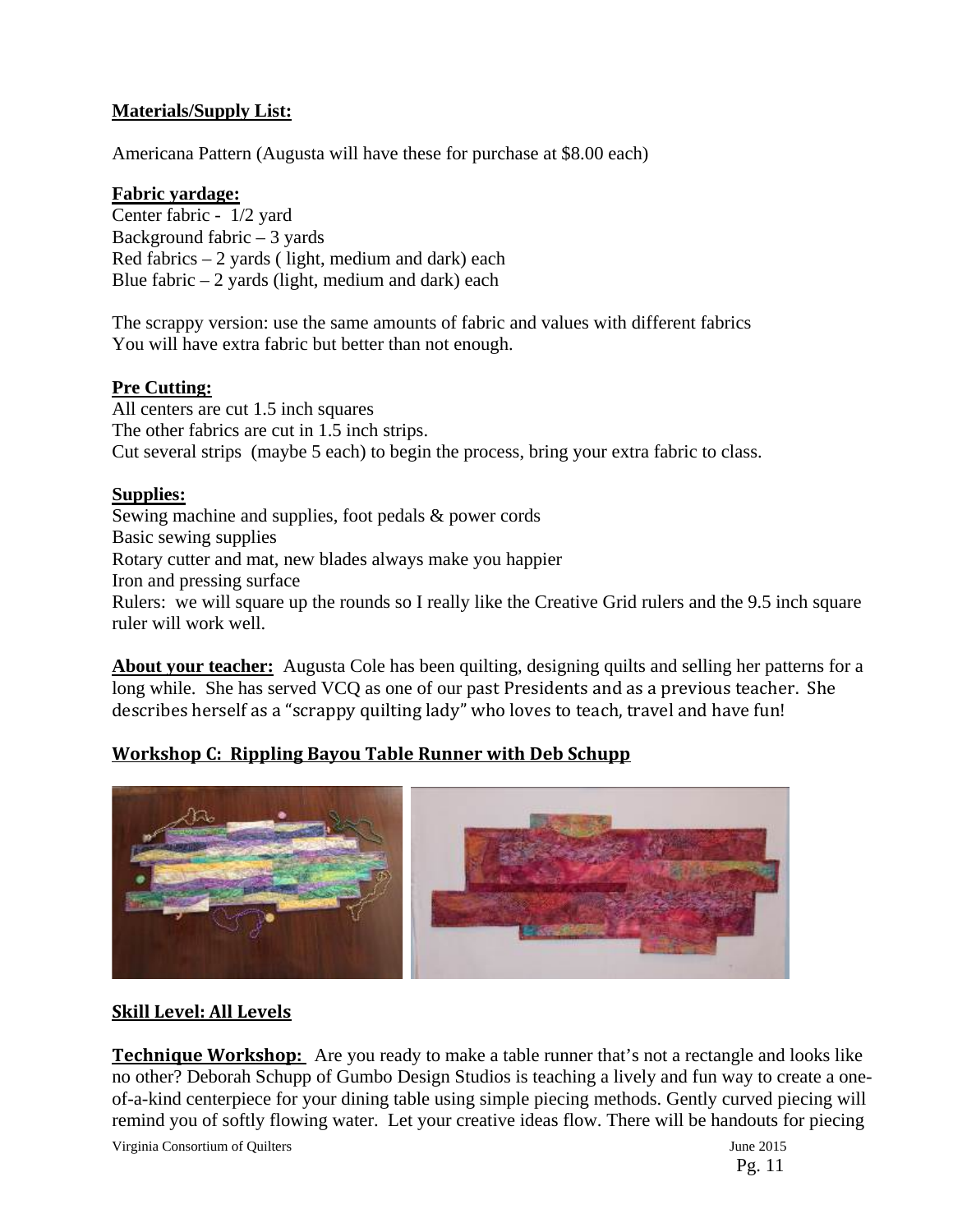**Materials/Supply List:**

Americana Pattern (Augusta will have these for purchase at $8.00 each)

**Fabric yardage:**

Center fabric - 1/2 yard
Background fabric – 3 yards
Red fabrics – 2 yards ( light, medium and dark) each
Blue fabric – 2 yards (light, medium and dark) each

The scrappy version: use the same amounts of fabric and values with different fabrics
You will have extra fabric but better than not enough.

**Pre Cutting:**

All centers are cut 1.5 inch squares
The other fabrics are cut in 1.5 inch strips.
Cut several strips (maybe 5 each) to begin the process, bring your extra fabric to class.

**Supplies:**

Sewing machine and supplies, foot pedals & power cords
Basic sewing supplies
Rotary cutter and mat, new blades always make you happier
Iron and pressing surface
Rulers: we will square up the rounds so I really like the Creative Grid rulers and the 9.5 inch square ruler will work well.

**About your teacher:** Augusta Cole has been quilting, designing quilts and selling her patterns for a long while. She has served VCQ as one of our past Presidents and as a previous teacher. She describes herself as a "scrappy quilting lady" who loves to teach, travel and have fun!

## Workshop C: Rippling Bayou Table Runner with Deb Schupp

**Skill Level: All Levels**

**Technique Workshop:** Are you ready to make a table runner that's not a rectangle and looks like no other? Deborah Schupp of Gumbo Design Studios is teaching a lively and fun way to create a one-of-a-kind centerpiece for your dining table using simple piecing methods. Gently curved piecing will remind you of softly flowing water. Let your creative ideas flow. There will be handouts for piecing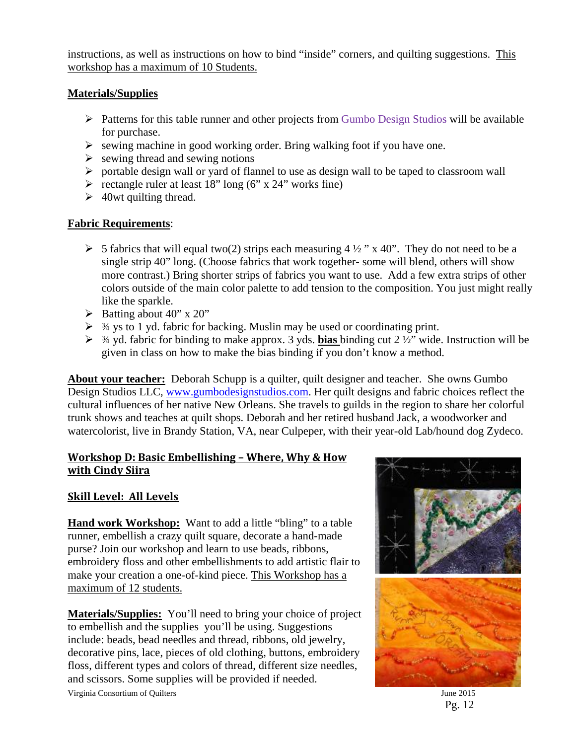instructions, as well as instructions on how to bind "inside" corners, and quilting suggestions. This workshop has a maximum of 10 Students.

**Materials/Supplies**

- Patterns for this table runner and other projects from Gumbo Design Studios will be available for purchase.
- sewing machine in good working order. Bring walking foot if you have one.
- sewing thread and sewing notions
- portable design wall or yard of flannel to use as design wall to be taped to classroom wall
- rectangle ruler at least 18" long (6" x 24" works fine)
- 40wt quilting thread.

**Fabric Requirements**:

- 5 fabrics that will equal two(2) strips each measuring 4 ½ " x 40". They do not need to be a single strip 40" long. (Choose fabrics that work together- some will blend, others will show more contrast.) Bring shorter strips of fabrics you want to use. Add a few extra strips of other colors outside of the main color palette to add tension to the composition. You just might really like the sparkle.
- Batting about 40" x 20"
- ¾ ys to 1 yd. fabric for backing. Muslin may be used or coordinating print.
- ¾ yd. fabric for binding to make approx. 3 yds. **bias** binding cut 2 ½" wide. Instruction will be given in class on how to make the bias binding if you don't know a method.

**About your teacher:** Deborah Schupp is a quilter, quilt designer and teacher. She owns Gumbo Design Studios LLC, www.gumbodesignstudios.com. Her quilt designs and fabric choices reflect the cultural influences of her native New Orleans. She travels to guilds in the region to share her colorful trunk shows and teaches at quilt shops. Deborah and her retired husband Jack, a woodworker and watercolorist, live in Brandy Station, VA, near Culpeper, with their year-old Lab/hound dog Zydeco.

## Workshop D: Basic Embellishing – Where, Why & How with Cindy Siira

**Skill Level: All Levels**

**Hand work Workshop:** Want to add a little "bling" to a table runner, embellish a crazy quilt square, decorate a hand-made purse? Join our workshop and learn to use beads, ribbons, embroidery floss and other embellishments to add artistic flair to make your creation a one-of-kind piece. This Workshop has a maximum of 12 students.

**Materials/Supplies:** You'll need to bring your choice of project to embellish and the supplies you'll be using. Suggestions include: beads, bead needles and thread, ribbons, old jewelry, decorative pins, lace, pieces of old clothing, buttons, embroidery floss, different types and colors of thread, different size needles, and scissors. Some supplies will be provided if needed.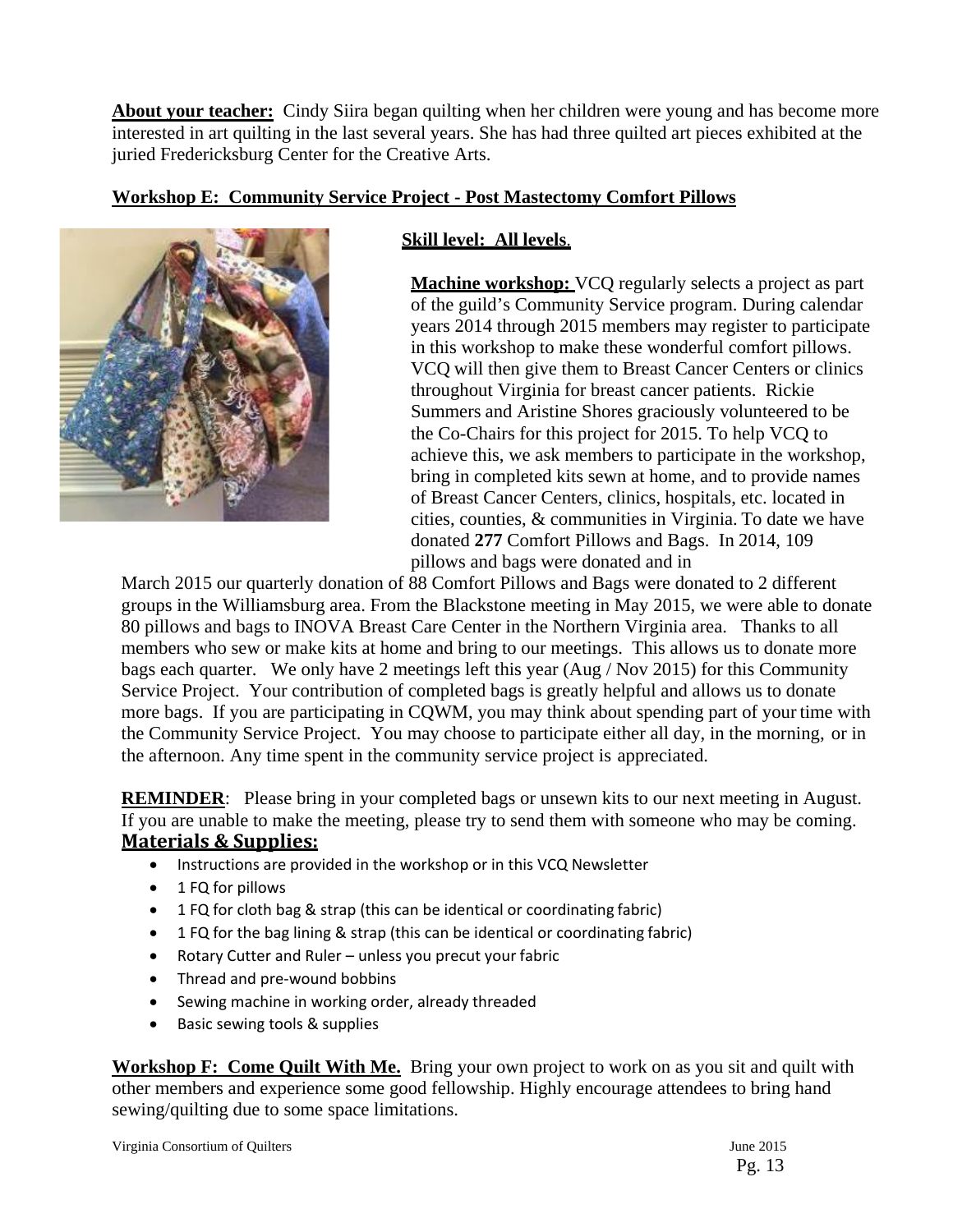**About your teacher:** Cindy Siira began quilting when her children were young and has become more interested in art quilting in the last several years. She has had three quilted art pieces exhibited at the juried Fredericksburg Center for the Creative Arts.

## Workshop E: Community Service Project - Post Mastectomy Comfort Pillows

**Skill level: All levels**.

**Machine workshop:** VCQ regularly selects a project as part of the guild's Community Service program. During calendar years 2014 through 2015 members may register to participate in this workshop to make these wonderful comfort pillows. VCQ will then give them to Breast Cancer Centers or clinics throughout Virginia for breast cancer patients. Rickie Summers and Aristine Shores graciously volunteered to be the Co-Chairs for this project for 2015. To help VCQ to achieve this, we ask members to participate in the workshop, bring in completed kits sewn at home, and to provide names of Breast Cancer Centers, clinics, hospitals, etc. located in cities, counties, & communities in Virginia. To date we have donated **277** Comfort Pillows and Bags. In 2014, 109 pillows and bags were donated and in March 2015 our quarterly donation of 88 Comfort Pillows and Bags were donated to 2 different groups in the Williamsburg area. From the Blackstone meeting in May 2015, we were able to donate 80 pillows and bags to INOVA Breast Care Center in the Northern Virginia area. Thanks to all members who sew or make kits at home and bring to our meetings. This allows us to donate more bags each quarter. We only have 2 meetings left this year (Aug / Nov 2015) for this Community Service Project. Your contribution of completed bags is greatly helpful and allows us to donate more bags. If you are participating in CQWM, you may think about spending part of your time with the Community Service Project. You may choose to participate either all day, in the morning, or in the afternoon. Any time spent in the community service project is appreciated.

**REMINDER**: Please bring in your completed bags or unsewn kits to our next meeting in August. If you are unable to make the meeting, please try to send them with someone who may be coming.

**Materials & Supplies:**

- Instructions are provided in the workshop or in this VCQ Newsletter
- 1 FQ for pillows
- 1 FQ for cloth bag & strap (this can be identical or coordinating fabric)
- 1 FQ for the bag lining & strap (this can be identical or coordinating fabric)
- Rotary Cutter and Ruler – unless you precut your fabric
- Thread and pre-wound bobbins
- Sewing machine in working order, already threaded
- Basic sewing tools & supplies

**Workshop F: Come Quilt With Me.** Bring your own project to work on as you sit and quilt with other members and experience some good fellowship. Highly encourage attendees to bring hand sewing/quilting due to some space limitations.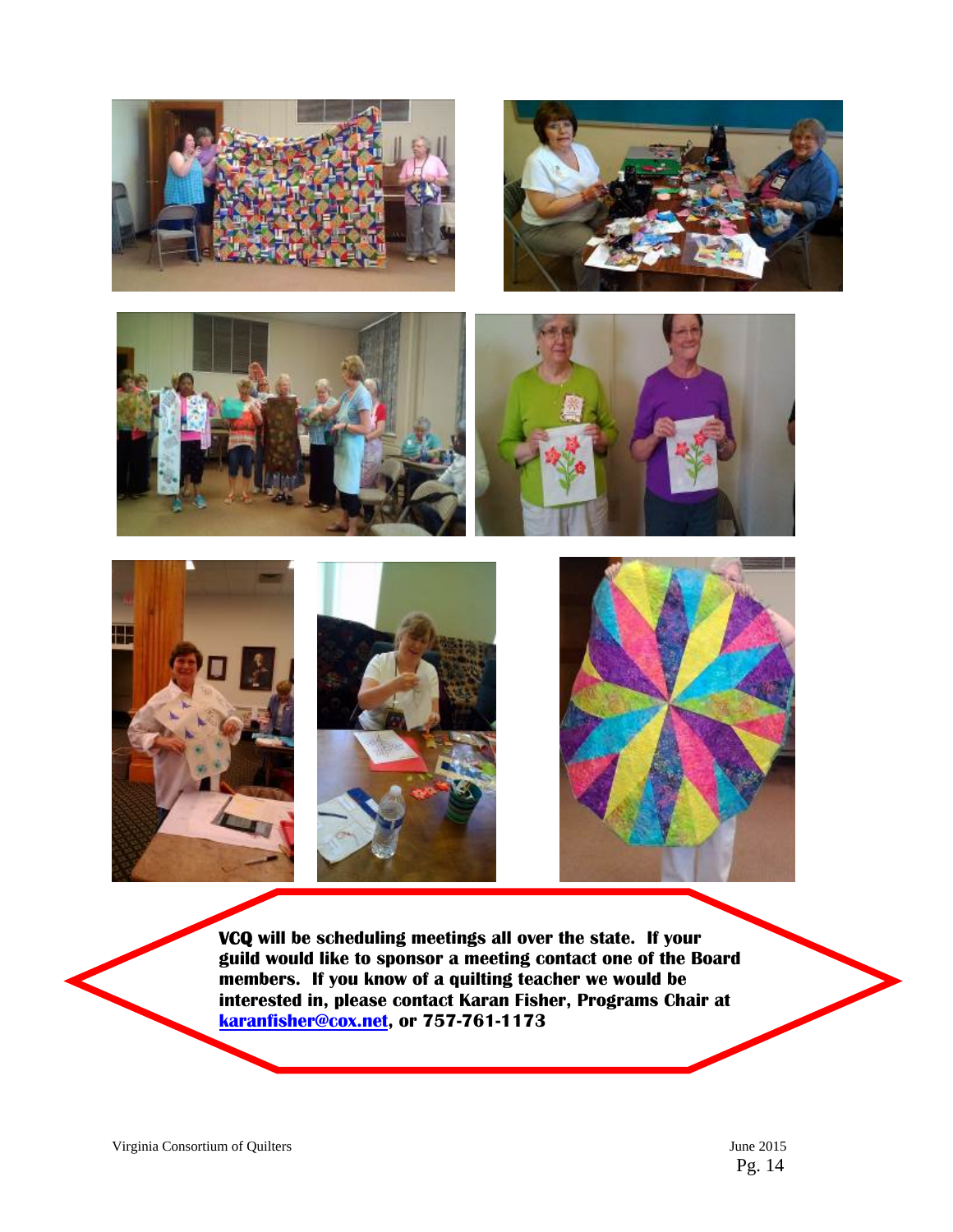**VCQ will be scheduling meetings all over the state. If your guild would like to sponsor a meeting contact one of the Board members. If you know of a quilting teacher we would be interested in, please contact Karan Fisher, Programs Chair at [karanfisher@cox.net](mailto:karanfisher@cox.net), or 757-761-1173**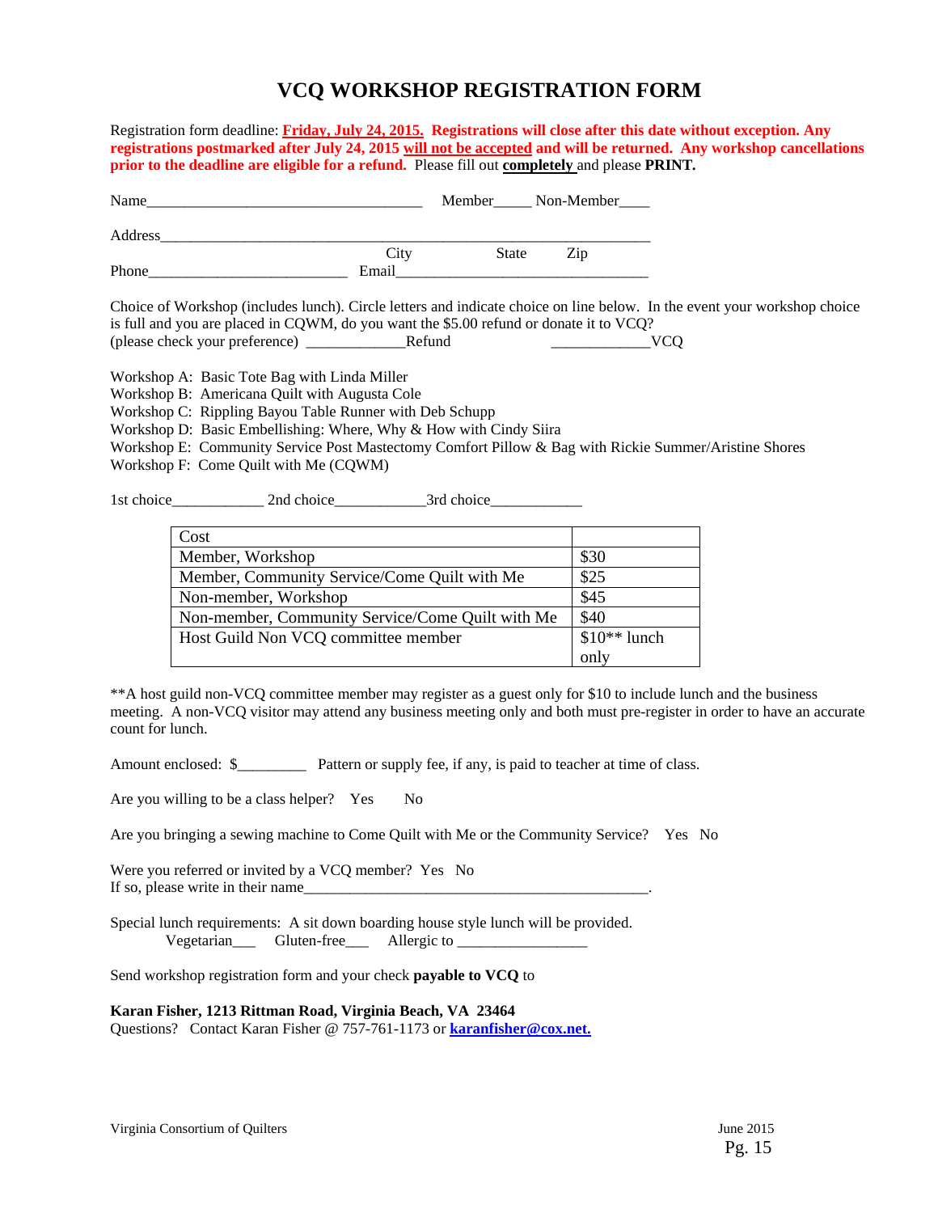# VCQ WORKSHOP REGISTRATION FORM

Registration form deadline: **Friday, July 24, 2015. Registrations will close after this date without exception. Any registrations postmarked after July 24, 2015 will not be accepted and will be returned. Any workshop cancellations prior to the deadline are eligible for a refund.** Please fill out **completely** and please **PRINT.**

Name____________________________________ Member_____ Non-Member____

Address_______________________________________________________________

City State Zip

Phone__________________________ Email_________________________________

Choice of Workshop (includes lunch). Circle letters and indicate choice on line below. In the event your workshop choice is full and you are placed in CQWM, do you want the $5.00 refund or donate it to VCQ? (please check your preference) _____________Refund _____________VCQ

Workshop A: Basic Tote Bag with Linda Miller
Workshop B: Americana Quilt with Augusta Cole
Workshop C: Rippling Bayou Table Runner with Deb Schupp
Workshop D: Basic Embellishing: Where, Why & How with Cindy Siira
Workshop E: Community Service Post Mastectomy Comfort Pillow & Bag with Rickie Summer/Aristine Shores
Workshop F: Come Quilt with Me (CQWM)

1st choice____________ 2nd choice____________3rd choice____________

| Cost | |
|---|---|
| Member, Workshop | $30 |
| Member, Community Service/Come Quilt with Me | $25 |
| Non-member, Workshop | $45 |
| Non-member, Community Service/Come Quilt with Me | $40 |
| Host Guild Non VCQ committee member | $10** lunch only |

**A host guild non-VCQ committee member may register as a guest only for $10 to include lunch and the business meeting. A non-VCQ visitor may attend any business meeting only and both must pre-register in order to have an accurate count for lunch.

Amount enclosed: $_________ Pattern or supply fee, if any, is paid to teacher at time of class.

Are you willing to be a class helper? Yes No

Are you bringing a sewing machine to Come Quilt with Me or the Community Service? Yes No

Were you referred or invited by a VCQ member? Yes No
If so, please write in their name_______________________________________________.

Special lunch requirements: A sit down boarding house style lunch will be provided.
Vegetarian___ Gluten-free___ Allergic to _________________

Send workshop registration form and your check **payable to VCQ** to

**Karan Fisher, 1213 Rittman Road, Virginia Beach, VA 23464**
Questions? Contact Karan Fisher @ 757-761-1173 or **karanfisher@cox.net.**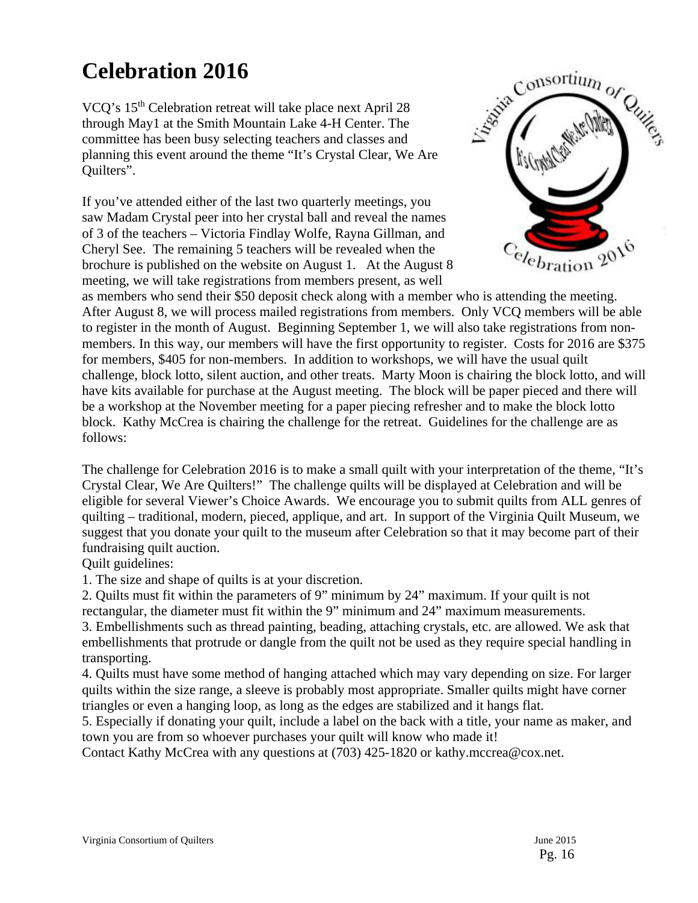# Celebration 2016

VCQ's 15th Celebration retreat will take place next April 28 through May1 at the Smith Mountain Lake 4-H Center. The committee has been busy selecting teachers and classes and planning this event around the theme "It's Crystal Clear, We Are Quilters".

If you've attended either of the last two quarterly meetings, you saw Madam Crystal peer into her crystal ball and reveal the names of 3 of the teachers – Victoria Findlay Wolfe, Rayna Gillman, and Cheryl See. The remaining 5 teachers will be revealed when the brochure is published on the website on August 1. At the August 8 meeting, we will take registrations from members present, as well as members who send their $50 deposit check along with a member who is attending the meeting. After August 8, we will process mailed registrations from members. Only VCQ members will be able to register in the month of August. Beginning September 1, we will also take registrations from non-members. In this way, our members will have the first opportunity to register. Costs for 2016 are $375 for members, $405 for non-members. In addition to workshops, we will have the usual quilt challenge, block lotto, silent auction, and other treats. Marty Moon is chairing the block lotto, and will have kits available for purchase at the August meeting. The block will be paper pieced and there will be a workshop at the November meeting for a paper piecing refresher and to make the block lotto block. Kathy McCrea is chairing the challenge for the retreat. Guidelines for the challenge are as follows:

The challenge for Celebration 2016 is to make a small quilt with your interpretation of the theme, "It's Crystal Clear, We Are Quilters!" The challenge quilts will be displayed at Celebration and will be eligible for several Viewer's Choice Awards. We encourage you to submit quilts from ALL genres of quilting – traditional, modern, pieced, applique, and art. In support of the Virginia Quilt Museum, we suggest that you donate your quilt to the museum after Celebration so that it may become part of their fundraising quilt auction.

Quilt guidelines:

1. The size and shape of quilts is at your discretion.
2. Quilts must fit within the parameters of 9" minimum by 24" maximum. If your quilt is not rectangular, the diameter must fit within the 9" minimum and 24" maximum measurements.
3. Embellishments such as thread painting, beading, attaching crystals, etc. are allowed. We ask that embellishments that protrude or dangle from the quilt not be used as they require special handling in transporting.
4. Quilts must have some method of hanging attached which may vary depending on size. For larger quilts within the size range, a sleeve is probably most appropriate. Smaller quilts might have corner triangles or even a hanging loop, as long as the edges are stabilized and it hangs flat.
5. Especially if donating your quilt, include a label on the back with a title, your name as maker, and town you are from so whoever purchases your quilt will know who made it!

Contact Kathy McCrea with any questions at (703) 425-1820 or kathy.mccrea@cox.net.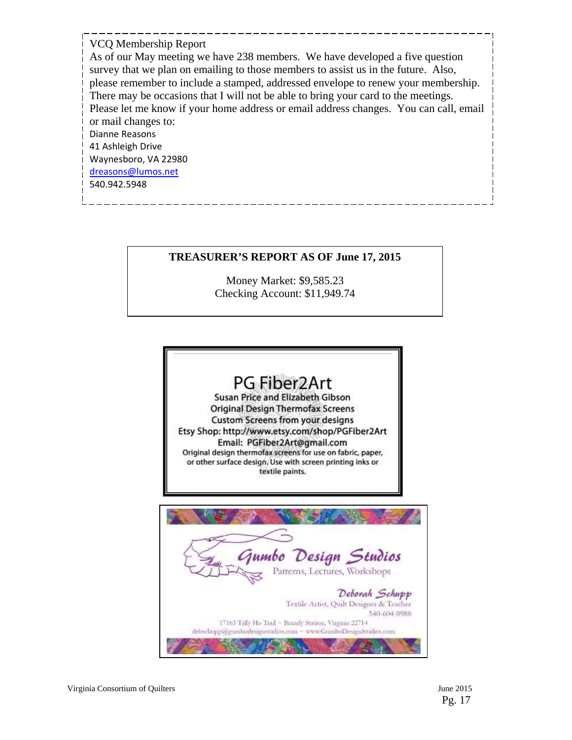VCQ Membership Report

As of our May meeting we have 238 members. We have developed a five question survey that we plan on emailing to those members to assist us in the future. Also, please remember to include a stamped, addressed envelope to renew your membership. There may be occasions that I will not be able to bring your card to the meetings. Please let me know if your home address or email address changes. You can call, email or mail changes to:

Dianne Reasons
41 Ashleigh Drive
Waynesboro, VA 22980
dreasons@lumos.net
540.942.5948

**TREASURER'S REPORT AS OF June 17, 2015**

Money Market: $9,585.23
Checking Account: $11,949.74

PG Fiber2Art
Susan Price and Elizabeth Gibson
Original Design Thermofax Screens
Custom Screens from your designs
Etsy Shop: http://www.etsy.com/shop/PGFiber2Art
Email: PGFiber2Art@gmail.com
Original design thermofax screens for use on fabric, paper, or other surface design. Use with screen printing inks or textile paints.

Gumbo Design Studios
Patterns, Lectures, Workshops
Deborah Schupp
Textile Artist, Quilt Designer & Teacher
540-604-0988
17163 Tally Ho Trail ~ Brandy Station, Virginia 22714
debschupp@gumbodesignstudios.com ~ www.GumboDesignStudios.com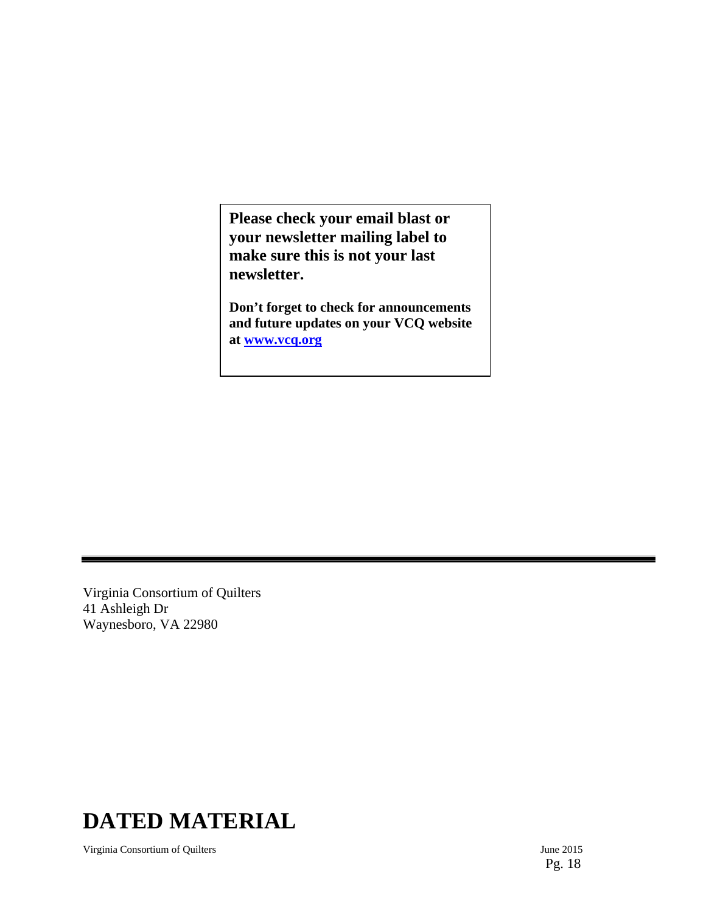**Please check your email blast or your newsletter mailing label to make sure this is not your last newsletter.**

**Don't forget to check for announcements and future updates on your VCQ website at [www.vcq.org](http://www.vcq.org)**

---

Virginia Consortium of Quilters
41 Ashleigh Dr
Waynesboro, VA 22980

# DATED MATERIAL